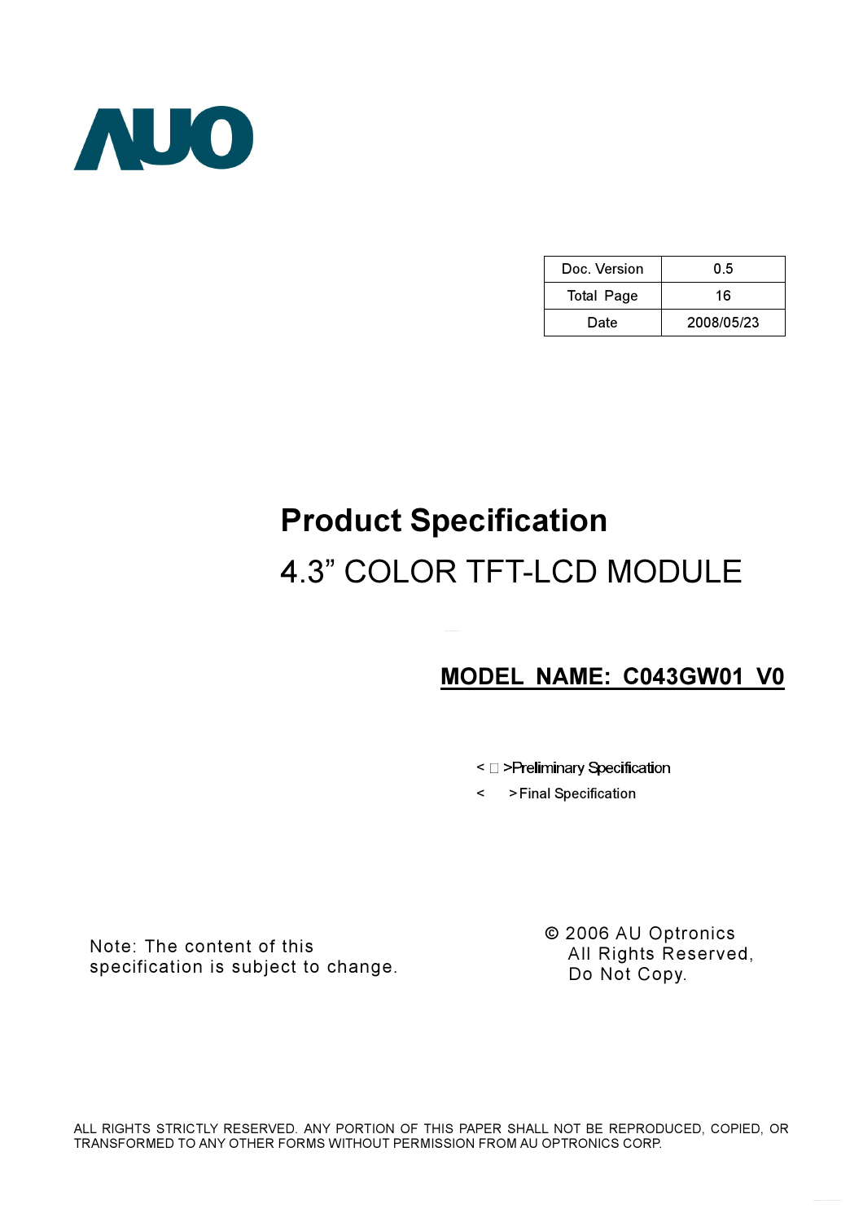AUO

| Doc. Version | 0.5 |
|---|---|
| Total Page | 16 |
| Date | 2008/05/23 |

# Product Specification

## 4.3" COLOR TFT-LCD MODULE

**MODEL NAME: C043GW01 V0**

< □ >Preliminary Specification

< >Final Specification

Note: The content of this specification is subject to change.

© 2006 AU Optronics
All Rights Reserved,
Do Not Copy.

ALL RIGHTS STRICTLY RESERVED. ANY PORTION OF THIS PAPER SHALL NOT BE REPRODUCED, COPIED, OR TRANSFORMED TO ANY OTHER FORMS WITHOUT PERMISSION FROM AU OPTRONICS CORP.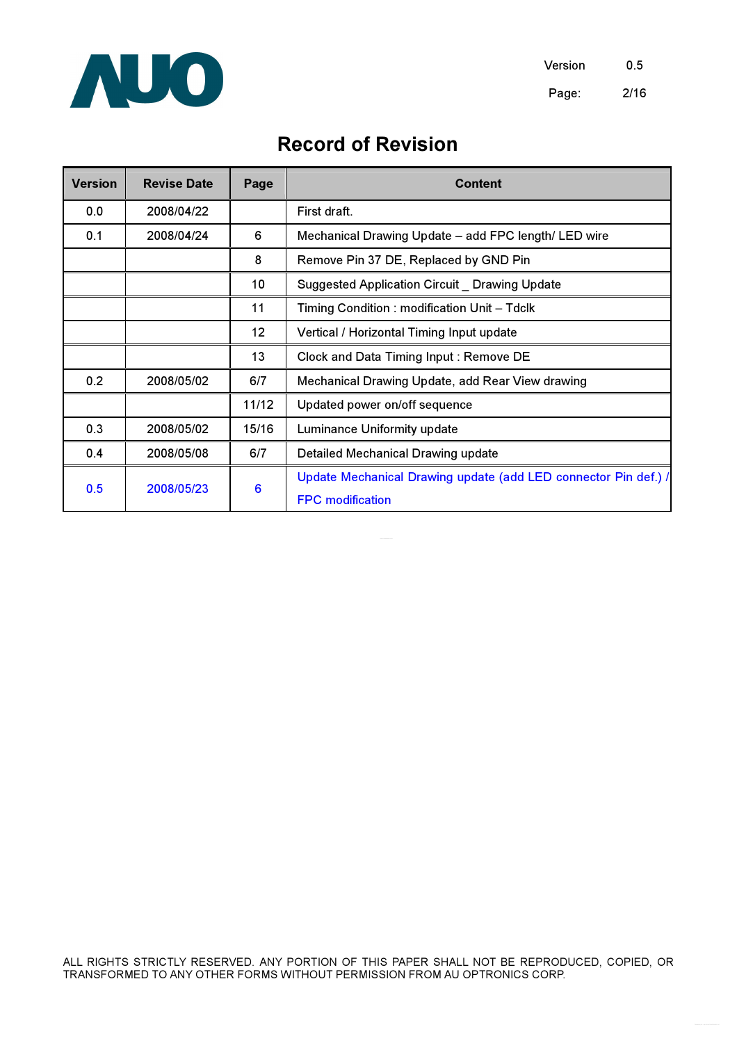# Record of Revision

| Version | Revise Date | Page | Content |
|---|---|---|---|
| 0.0 | 2008/04/22 | | First draft. |
| 0.1 | 2008/04/24 | 6 | Mechanical Drawing Update – add FPC length/ LED wire |
| | | 8 | Remove Pin 37 DE, Replaced by GND Pin |
| | | 10 | Suggested Application Circuit _ Drawing Update |
| | | 11 | Timing Condition : modification Unit – Tdclk |
| | | 12 | Vertical / Horizontal Timing Input update |
| | | 13 | Clock and Data Timing Input : Remove DE |
| 0.2 | 2008/05/02 | 6/7 | Mechanical Drawing Update, add Rear View drawing |
| | | 11/12 | Updated power on/off sequence |
| 0.3 | 2008/05/02 | 15/16 | Luminance Uniformity update |
| 0.4 | 2008/05/08 | 6/7 | Detailed Mechanical Drawing update |
| 0.5 | 2008/05/23 | 6 | Update Mechanical Drawing update (add LED connector Pin def.) / FPC modification |

ALL RIGHTS STRICTLY RESERVED. ANY PORTION OF THIS PAPER SHALL NOT BE REPRODUCED, COPIED, OR TRANSFORMED TO ANY OTHER FORMS WITHOUT PERMISSION FROM AU OPTRONICS CORP.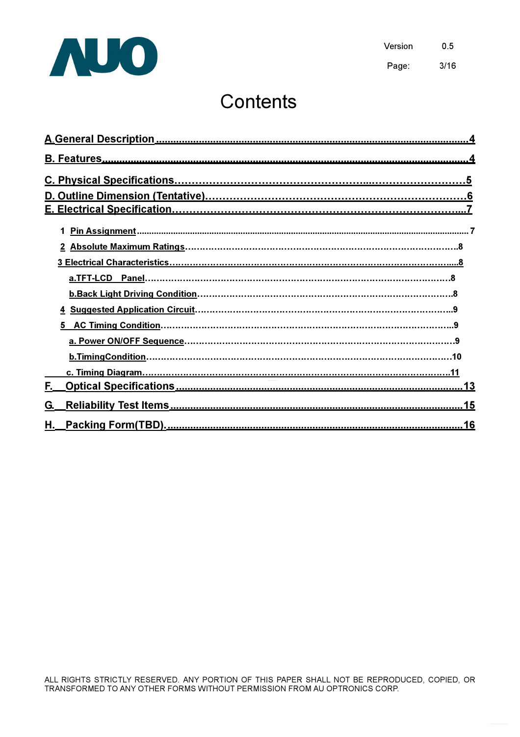# Contents

A.General Description ............................................................................................................4

B. Features ..........................................................................................................................4

C. Physical Specifications.....................................................................................................5

D. Outline Dimension (Tentative)..........................................................................................6

E. Electrical Specification......................................................................................................7

- 1 Pin Assignment .......................................................................................................7
- 2 Absolute Maximum Ratings.....................................................................................8
- 3 Electrical Characteristics..........................................................................................8
  - a.TFT-LCD Panel..................................................................................................8
  - b.Back Light Driving Condition.............................................................................8
- 4 Suggested Application Circuit.................................................................................9
- 5 AC Timing Condition...............................................................................................9
  - a. Power ON/OFF Sequence.................................................................................9
  - b.TimingCondition...............................................................................................10
  - c. Timing Diagram................................................................................................11

F. Optical Specifications........................................................................................................13

G. Reliability Test Items........................................................................................................15

H. Packing Form(TBD)..........................................................................................................16

ALL RIGHTS STRICTLY RESERVED. ANY PORTION OF THIS PAPER SHALL NOT BE REPRODUCED, COPIED, OR TRANSFORMED TO ANY OTHER FORMS WITHOUT PERMISSION FROM AU OPTRONICS CORP.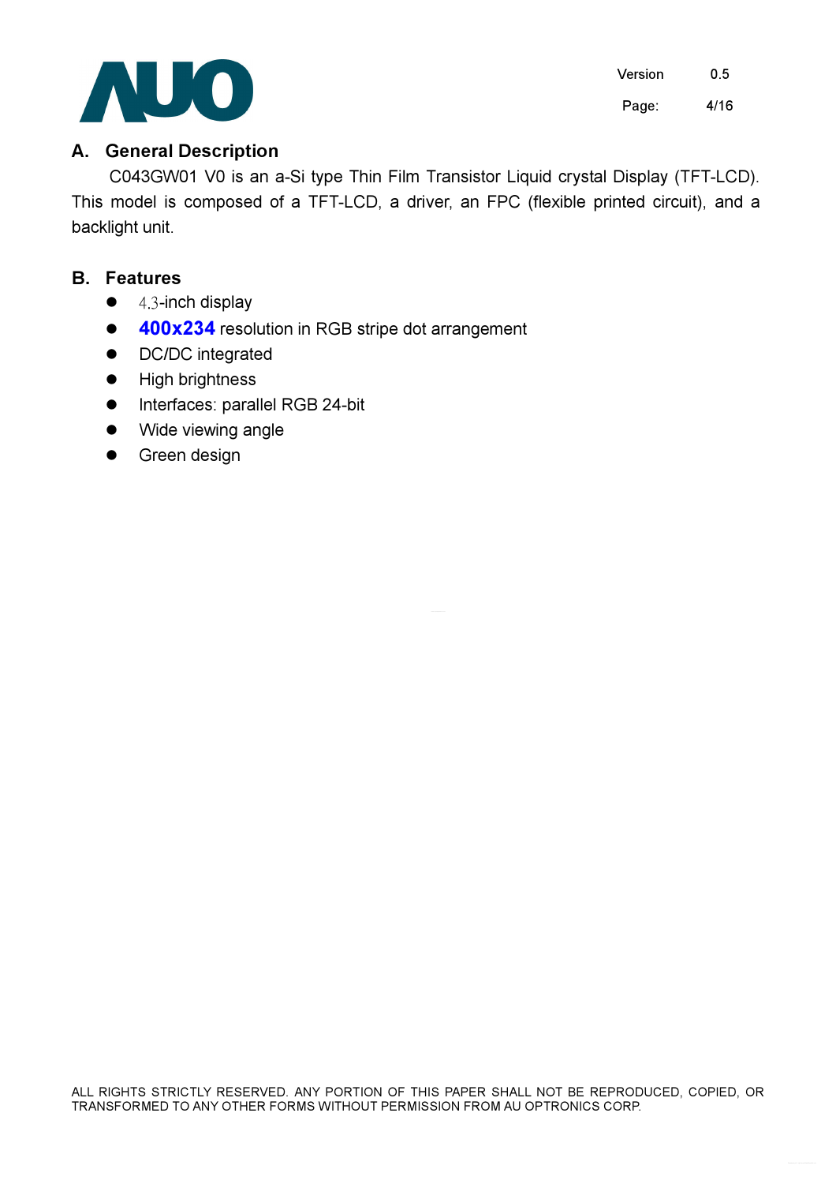## A. General Description

C043GW01 V0 is an a-Si type Thin Film Transistor Liquid crystal Display (TFT-LCD). This model is composed of a TFT-LCD, a driver, an FPC (flexible printed circuit), and a backlight unit.

## B. Features

- 4.3-inch display
- **400x234** resolution in RGB stripe dot arrangement
- DC/DC integrated
- High brightness
- Interfaces: parallel RGB 24-bit
- Wide viewing angle
- Green design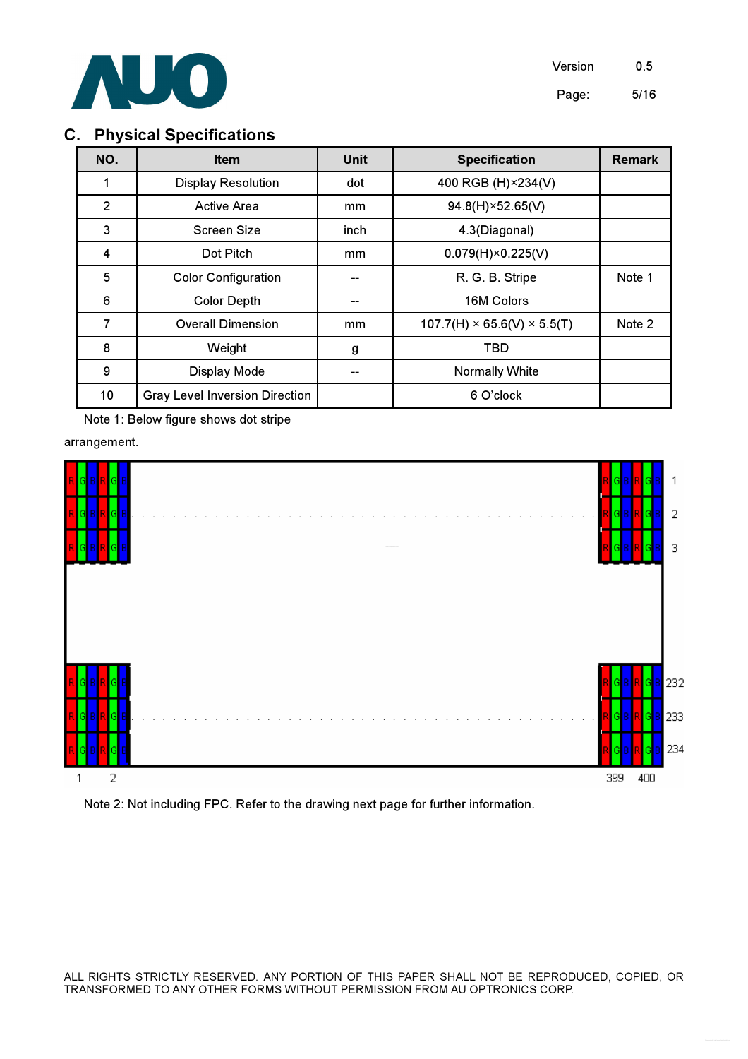## C. Physical Specifications

| NO. | Item | Unit | Specification | Remark |
|---|---|---|---|---|
| 1 | Display Resolution | dot | 400 RGB (H)×234(V) | |
| 2 | Active Area | mm | 94.8(H)×52.65(V) | |
| 3 | Screen Size | inch | 4.3(Diagonal) | |
| 4 | Dot Pitch | mm | 0.079(H)×0.225(V) | |
| 5 | Color Configuration | -- | R. G. B. Stripe | Note 1 |
| 6 | Color Depth | -- | 16M Colors | |
| 7 | Overall Dimension | mm | 107.7(H) × 65.6(V) × 5.5(T) | Note 2 |
| 8 | Weight | g | TBD | |
| 9 | Display Mode | -- | Normally White | |
| 10 | Gray Level Inversion Direction | | 6 O'clock | |

Note 1: Below figure shows dot stripe arrangement.

Note 2: Not including FPC. Refer to the drawing next page for further information.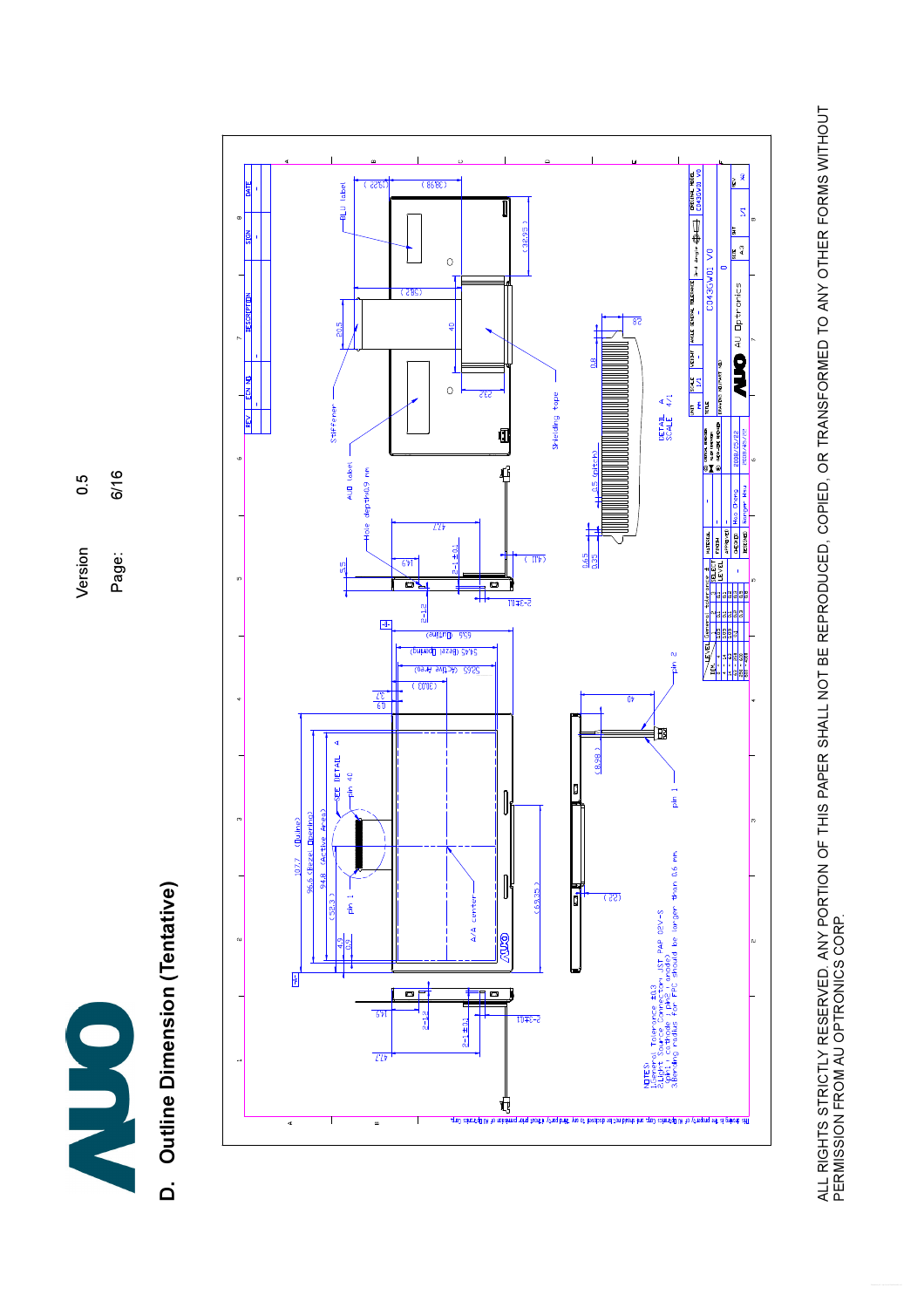## D. Outline Dimension (Tentative)

NOTES:
1. General Tolerance ±0.3
2. LIGHT Source Connector : JST PAP 02V-S (pin1: cathode ; pin2: anode)
3. Bending radius for FPC should be larger than 0.6 mm.

ALL RIGHTS STRICTLY RESERVED. ANY PORTION OF THIS PAPER SHALL NOT BE REPRODUCED, COPIED, OR TRANSFORMED TO ANY OTHER FORMS WITHOUT PERMISSION FROM AU OPTRONICS CORP.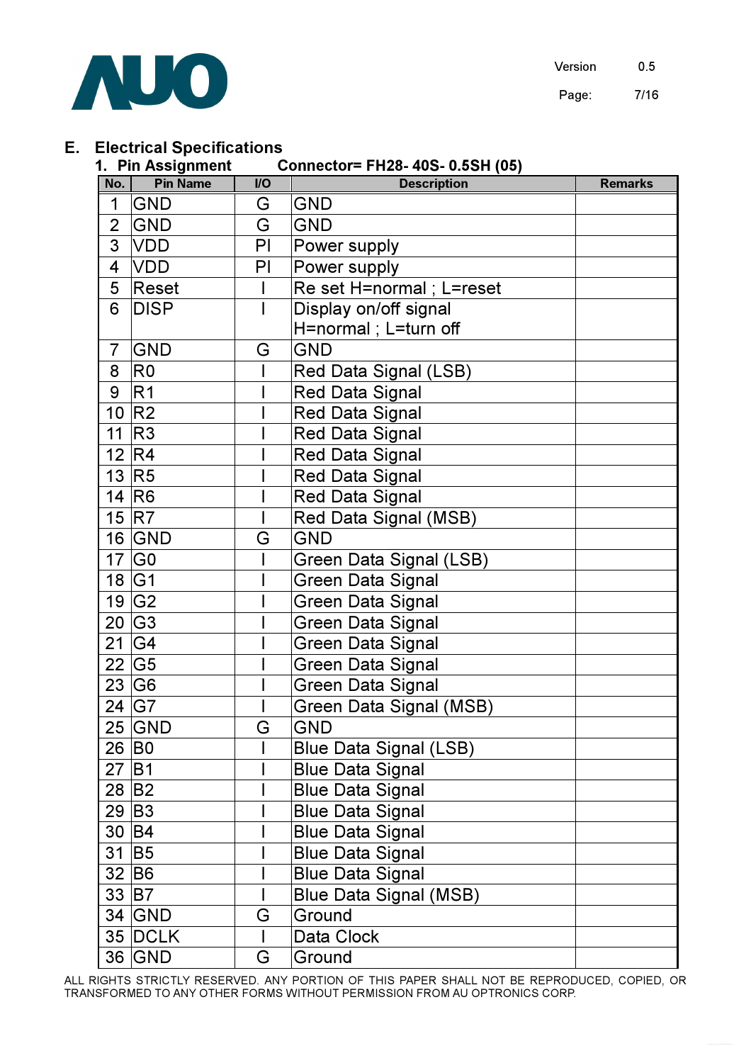## E. Electrical Specifications

### 1. Pin Assignment  Connector= FH28- 40S- 0.5SH (05)

| No. | Pin Name | I/O | Description | Remarks |
|---|---|---|---|---|
| 1 | GND | G | GND | |
| 2 | GND | G | GND | |
| 3 | VDD | PI | Power supply | |
| 4 | VDD | PI | Power supply | |
| 5 | Reset | I | Re set H=normal ; L=reset | |
| 6 | DISP | I | Display on/off signal H=normal ; L=turn off | |
| 7 | GND | G | GND | |
| 8 | R0 | I | Red Data Signal (LSB) | |
| 9 | R1 | I | Red Data Signal | |
| 10 | R2 | I | Red Data Signal | |
| 11 | R3 | I | Red Data Signal | |
| 12 | R4 | I | Red Data Signal | |
| 13 | R5 | I | Red Data Signal | |
| 14 | R6 | I | Red Data Signal | |
| 15 | R7 | I | Red Data Signal (MSB) | |
| 16 | GND | G | GND | |
| 17 | G0 | I | Green Data Signal (LSB) | |
| 18 | G1 | I | Green Data Signal | |
| 19 | G2 | I | Green Data Signal | |
| 20 | G3 | I | Green Data Signal | |
| 21 | G4 | I | Green Data Signal | |
| 22 | G5 | I | Green Data Signal | |
| 23 | G6 | I | Green Data Signal | |
| 24 | G7 | I | Green Data Signal (MSB) | |
| 25 | GND | G | GND | |
| 26 | B0 | I | Blue Data Signal (LSB) | |
| 27 | B1 | I | Blue Data Signal | |
| 28 | B2 | I | Blue Data Signal | |
| 29 | B3 | I | Blue Data Signal | |
| 30 | B4 | I | Blue Data Signal | |
| 31 | B5 | I | Blue Data Signal | |
| 32 | B6 | I | Blue Data Signal | |
| 33 | B7 | I | Blue Data Signal (MSB) | |
| 34 | GND | G | Ground | |
| 35 | DCLK | I | Data Clock | |
| 36 | GND | G | Ground | |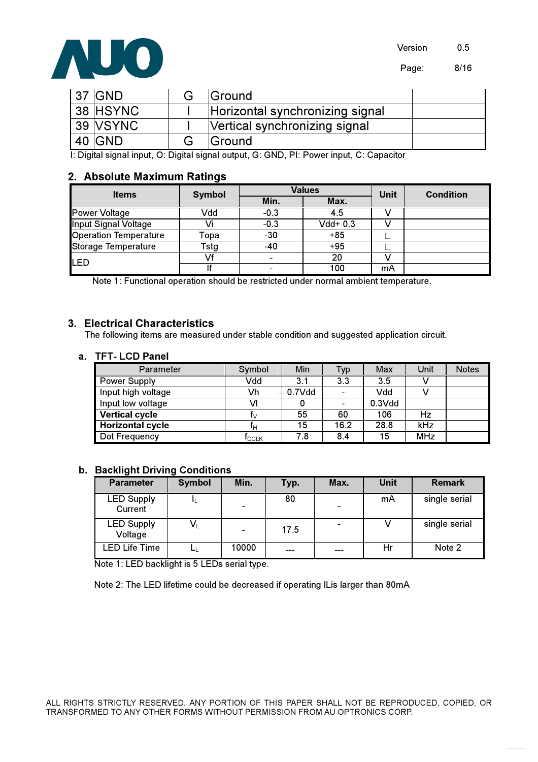| 37 | GND | G | Ground | |
|---|---|---|---|---|
| 38 | HSYNC | I | Horizontal synchronizing signal | |
| 39 | VSYNC | I | Vertical synchronizing signal | |
| 40 | GND | G | Ground | |

I: Digital signal input, O: Digital signal output, G: GND, PI: Power input, C: Capacitor

## 2. Absolute Maximum Ratings

| Items | Symbol | Values | | Unit | Condition |
|---|---|---|---|---|---|
| | | Min. | Max. | | |
| Power Voltage | Vdd | -0.3 | 4.5 | V | |
| Input Signal Voltage | Vi | -0.3 | Vdd+ 0.3 | V | |
| Operation Temperature | Topa | -30 | +85 | □ | |
| Storage Temperature | Tstg | -40 | +95 | □ | |
| LED | Vf | - | 20 | V | |
| | If | - | 100 | mA | |

Note 1: Functional operation should be restricted under normal ambient temperature.

## 3. Electrical Characteristics

The following items are measured under stable condition and suggested application circuit.

### a. TFT- LCD Panel

| Parameter | Symbol | Min | Typ | Max | Unit | Notes |
|---|---|---|---|---|---|---|
| Power Supply | Vdd | 3.1 | 3.3 | 3.5 | V | |
| Input high voltage | Vh | 0.7Vdd | - | Vdd | V | |
| Input low voltage | Vl | 0 | - | 0.3Vdd | | |
| **Vertical cycle** | $f_V$ | 55 | 60 | 106 | Hz | |
| **Horizontal cycle** | $f_H$ | 15 | 16.2 | 28.8 | kHz | |
| Dot Frequency | $f_{DCLK}$ | 7.8 | 8.4 | 15 | MHz | |

### b. Backlight Driving Conditions

| Parameter | Symbol | Min. | Typ. | Max. | Unit | Remark |
|---|---|---|---|---|---|---|
| LED Supply Current | $I_L$ | - | 80 | - | mA | single serial |
| LED Supply Voltage | $V_L$ | - | 17.5 | - | V | single serial |
| LED Life Time | $L_L$ | 10000 | --- | --- | Hr | Note 2 |

Note 1: LED backlight is 5 LEDs serial type.

Note 2: The LED lifetime could be decreased if operating ILis larger than 80mA

ALL RIGHTS STRICTLY RESERVED. ANY PORTION OF THIS PAPER SHALL NOT BE REPRODUCED, COPIED, OR TRANSFORMED TO ANY OTHER FORMS WITHOUT PERMISSION FROM AU OPTRONICS CORP.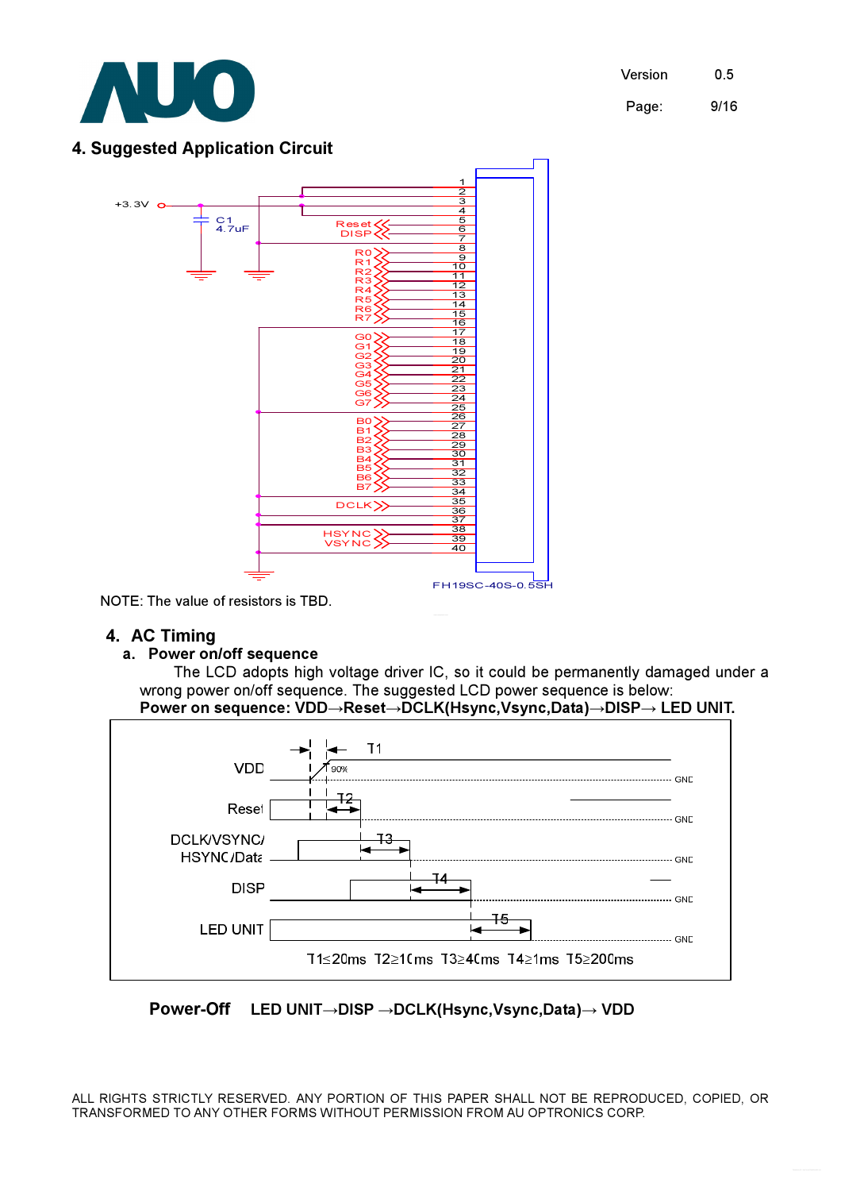## 4. Suggested Application Circuit

NOTE: The value of resistors is TBD.

## 4. AC Timing

### a. Power on/off sequence

The LCD adopts high voltage driver IC, so it could be permanently damaged under a wrong power on/off sequence. The suggested LCD power sequence is below:

**Power on sequence: VDD→Reset→DCLK(Hsync,Vsync,Data)→DISP→ LED UNIT.**

T1≤20ms T2≥10ms T3≥40ms T4≥1ms T5≥200ms

**Power-Off** LED UNIT→DISP →DCLK(Hsync,Vsync,Data)→ VDD

ALL RIGHTS STRICTLY RESERVED. ANY PORTION OF THIS PAPER SHALL NOT BE REPRODUCED, COPIED, OR TRANSFORMED TO ANY OTHER FORMS WITHOUT PERMISSION FROM AU OPTRONICS CORP.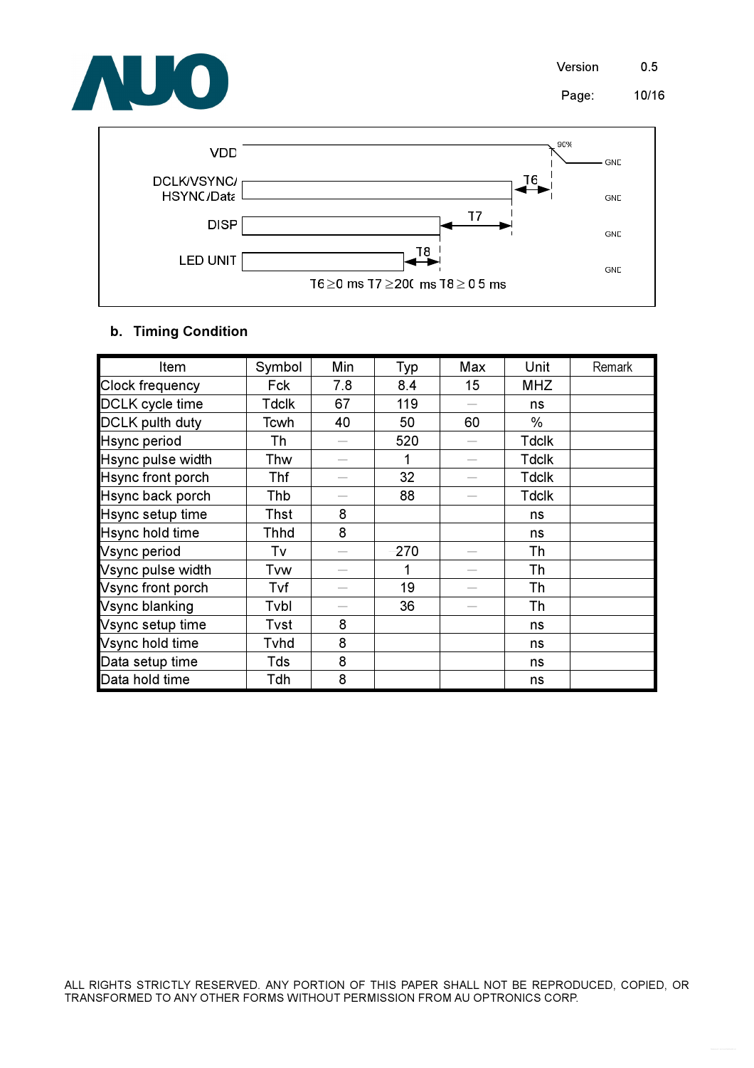VDD

DCLK/VSYNC/HSYNC/Data

DISP

LED UNIT

90%

GND

GND

GND

GND

T6

T7

T8

$T6 \geq 0$ ms $T7 \geq 200$ ms $T8 \geq 0.5$ ms

## b. Timing Condition

| Item | Symbol | Min | Typ | Max | Unit | Remark |
|---|---|---|---|---|---|---|
| Clock frequency | Fck | 7.8 | 8.4 | 15 | MHZ | |
| DCLK cycle time | Tdclk | 67 | 119 | — | ns | |
| DCLK pulth duty | Tcwh | 40 | 50 | 60 | % | |
| Hsync period | Th | — | 520 | — | Tdclk | |
| Hsync pulse width | Thw | — | 1 | — | Tdclk | |
| Hsync front porch | Thf | — | 32 | — | Tdclk | |
| Hsync back porch | Thb | — | 88 | — | Tdclk | |
| Hsync setup time | Thst | 8 | | | ns | |
| Hsync hold time | Thhd | 8 | | | ns | |
| Vsync period | Tv | — | 270 | — | Th | |
| Vsync pulse width | Tvw | — | 1 | — | Th | |
| Vsync front porch | Tvf | — | 19 | — | Th | |
| Vsync blanking | Tvbl | — | 36 | — | Th | |
| Vsync setup time | Tvst | 8 | | | ns | |
| Vsync hold time | Tvhd | 8 | | | ns | |
| Data setup time | Tds | 8 | | | ns | |
| Data hold time | Tdh | 8 | | | ns | |

ALL RIGHTS STRICTLY RESERVED. ANY PORTION OF THIS PAPER SHALL NOT BE REPRODUCED, COPIED, OR TRANSFORMED TO ANY OTHER FORMS WITHOUT PERMISSION FROM AU OPTRONICS CORP.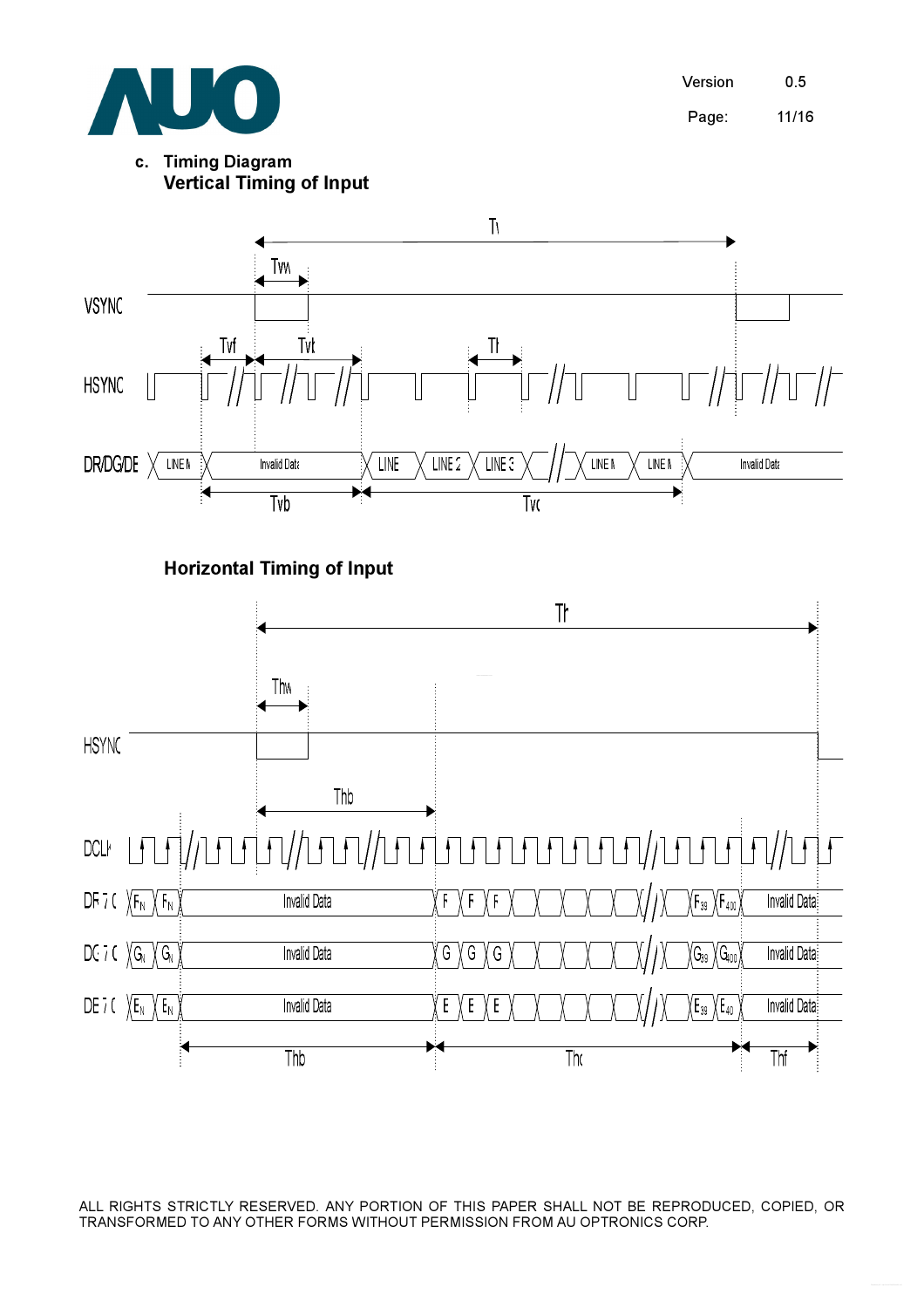c. **Timing Diagram**

**Vertical Timing of Input**

**Horizontal Timing of Input**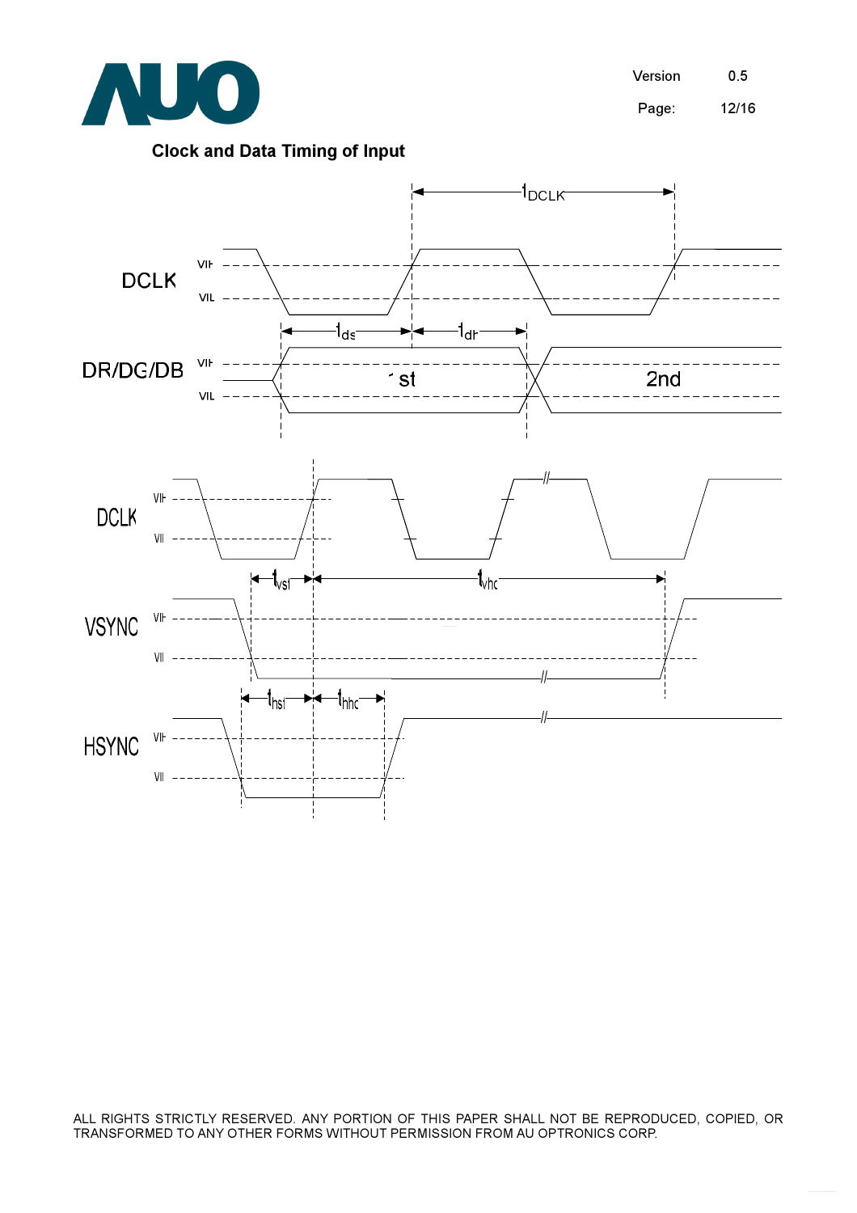## Clock and Data Timing of Input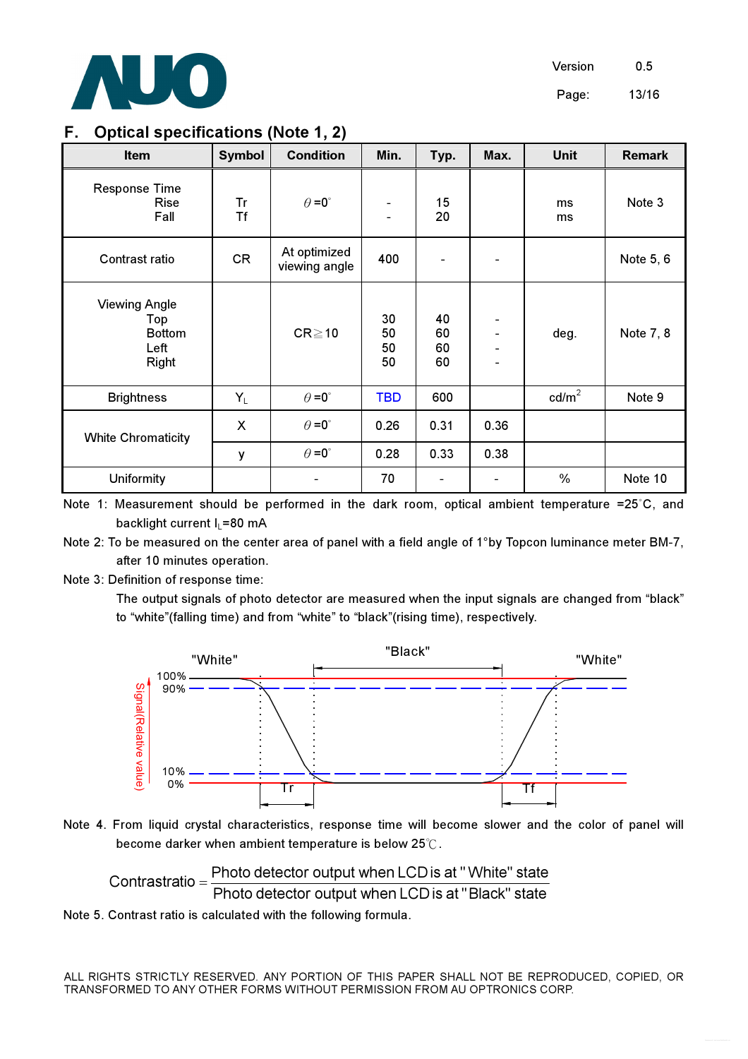## F. Optical specifications (Note 1, 2)

| Item | Symbol | Condition | Min. | Typ. | Max. | Unit | Remark |
|---|---|---|---|---|---|---|---|
| Response Time<br>Rise<br>Fall | Tr<br>Tf | $\theta$=0° | -<br>- | 15<br>20 | | ms<br>ms | Note 3 |
| Contrast ratio | CR | At optimized viewing angle | 400 | - | - | | Note 5, 6 |
| Viewing Angle<br>Top<br>Bottom<br>Left<br>Right | | CR≧10 | 30<br>50<br>50<br>50 | 40<br>60<br>60<br>60 | -<br>-<br>-<br>- | deg. | Note 7, 8 |
| Brightness | $Y_L$ | $\theta$=0° | TBD | 600 | | cd/m² | Note 9 |
| White Chromaticity | X | $\theta$=0° | 0.26 | 0.31 | 0.36 | | |
| | y | $\theta$=0° | 0.28 | 0.33 | 0.38 | | |
| Uniformity | | - | 70 | - | - | % | Note 10 |

Note 1: Measurement should be performed in the dark room, optical ambient temperature =25°C, and backlight current $I_L$=80 mA

Note 2: To be measured on the center area of panel with a field angle of 1°by Topcon luminance meter BM-7, after 10 minutes operation.

Note 3: Definition of response time:

The output signals of photo detector are measured when the input signals are changed from "black" to "white"(falling time) and from "white" to "black"(rising time), respectively.

"White" "Black" "White"

Signal(Relative value) 100% 90% 10% 0% Tr Tf

Note 4. From liquid crystal characteristics, response time will become slower and the color of panel will become darker when ambient temperature is below 25℃.

$$\text{Contrast ratio} = \frac{\text{Photo detector output when LCD is at "White" state}}{\text{Photo detector output when LCD is at "Black" state}}$$

Note 5. Contrast ratio is calculated with the following formula.

ALL RIGHTS STRICTLY RESERVED. ANY PORTION OF THIS PAPER SHALL NOT BE REPRODUCED, COPIED, OR TRANSFORMED TO ANY OTHER FORMS WITHOUT PERMISSION FROM AU OPTRONICS CORP.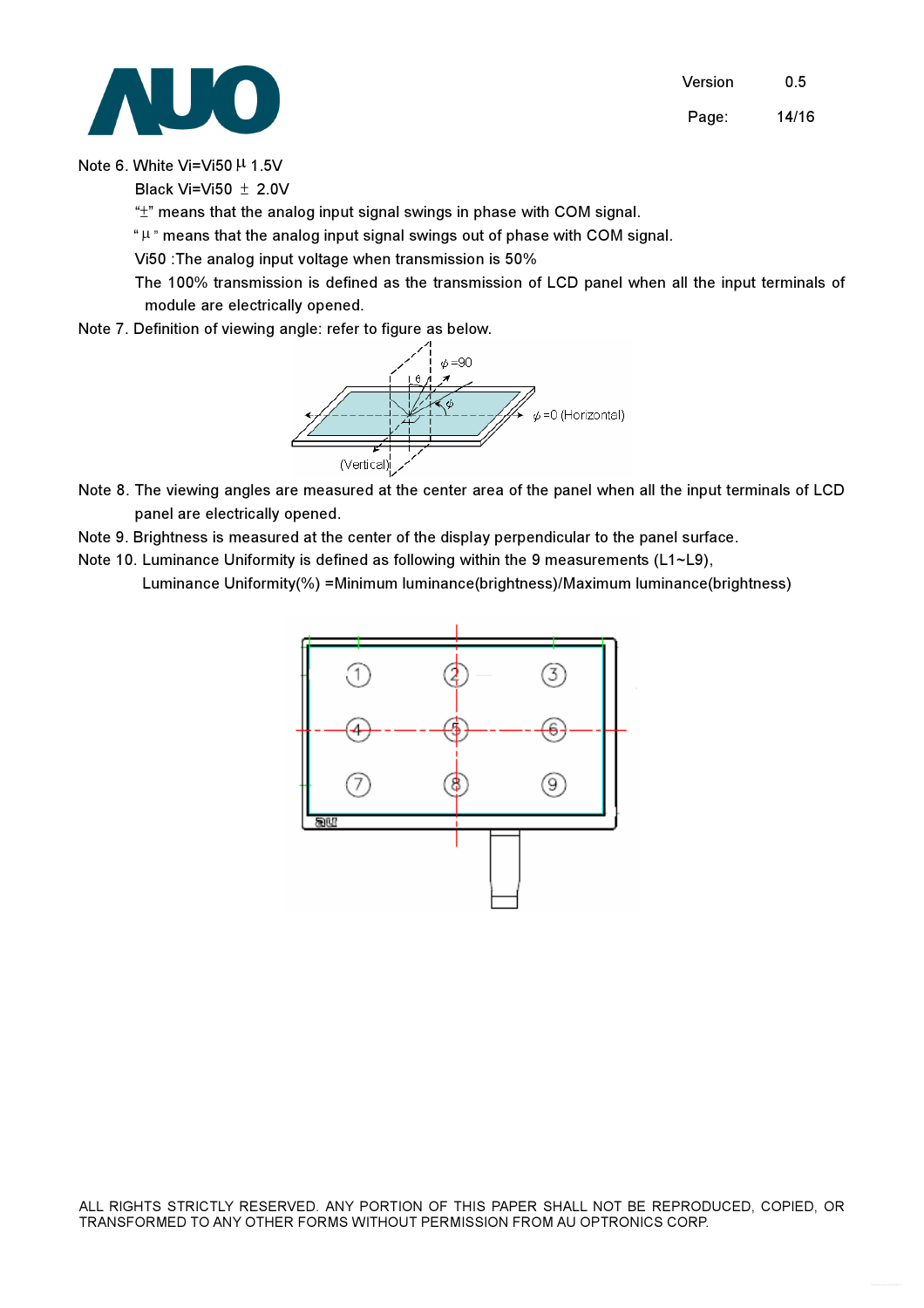Note 6. White Vi=Vi50 ∓ 1.5V

Black Vi=Vi50 ± 2.0V

"±" means that the analog input signal swings in phase with COM signal.

"∓" means that the analog input signal swings out of phase with COM signal.

Vi50 :The analog input voltage when transmission is 50%

The 100% transmission is defined as the transmission of LCD panel when all the input terminals of module are electrically opened.

Note 7. Definition of viewing angle: refer to figure as below.

Note 8. The viewing angles are measured at the center area of the panel when all the input terminals of LCD panel are electrically opened.

Note 9. Brightness is measured at the center of the display perpendicular to the panel surface.

Note 10. Luminance Uniformity is defined as following within the 9 measurements (L1~L9),

Luminance Uniformity(%) =Minimum luminance(brightness)/Maximum luminance(brightness)

ALL RIGHTS STRICTLY RESERVED. ANY PORTION OF THIS PAPER SHALL NOT BE REPRODUCED, COPIED, OR TRANSFORMED TO ANY OTHER FORMS WITHOUT PERMISSION FROM AU OPTRONICS CORP.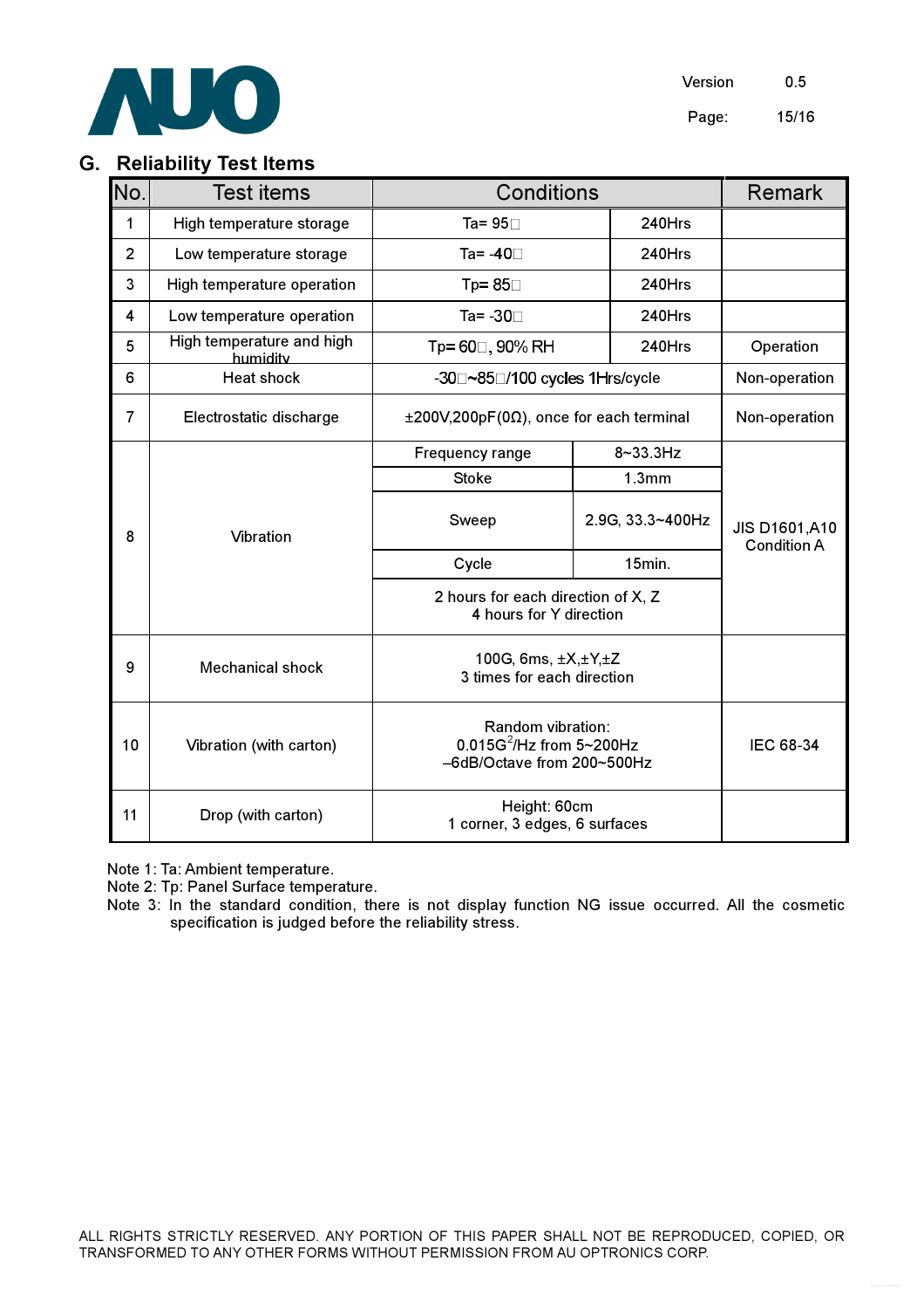## G. Reliability Test Items

| No. | Test items | Conditions | | Remark |
|---|---|---|---|---|
| 1 | High temperature storage | Ta= 95℃ | 240Hrs | |
| 2 | Low temperature storage | Ta= -40℃ | 240Hrs | |
| 3 | High temperature operation | Tp= 85℃ | 240Hrs | |
| 4 | Low temperature operation | Ta= -30℃ | 240Hrs | |
| 5 | High temperature and high humidity | Tp= 60℃, 90% RH | 240Hrs | Operation |
| 6 | Heat shock | -30℃~85℃/100 cycles 1Hrs/cycle | | Non-operation |
| 7 | Electrostatic discharge | ±200V,200pF(0Ω), once for each terminal | | Non-operation |
| 8 | Vibration | Frequency range | 8~33.3Hz | JIS D1601,A10 Condition A |
| | | Stoke | 1.3mm | |
| | | Sweep | 2.9G, 33.3~400Hz | |
| | | Cycle | 15min. | |
| | | 2 hours for each direction of X, Z<br>4 hours for Y direction | | |
| 9 | Mechanical shock | 100G, 6ms, ±X,±Y,±Z<br>3 times for each direction | | |
| 10 | Vibration (with carton) | Random vibration:<br>$0.015G^2$/Hz from 5~200Hz<br>–6dB/Octave from 200~500Hz | | IEC 68-34 |
| 11 | Drop (with carton) | Height: 60cm<br>1 corner, 3 edges, 6 surfaces | | |

Note 1: Ta: Ambient temperature.
Note 2: Tp: Panel Surface temperature.
Note 3: In the standard condition, there is not display function NG issue occurred. All the cosmetic specification is judged before the reliability stress.

ALL RIGHTS STRICTLY RESERVED. ANY PORTION OF THIS PAPER SHALL NOT BE REPRODUCED, COPIED, OR TRANSFORMED TO ANY OTHER FORMS WITHOUT PERMISSION FROM AU OPTRONICS CORP.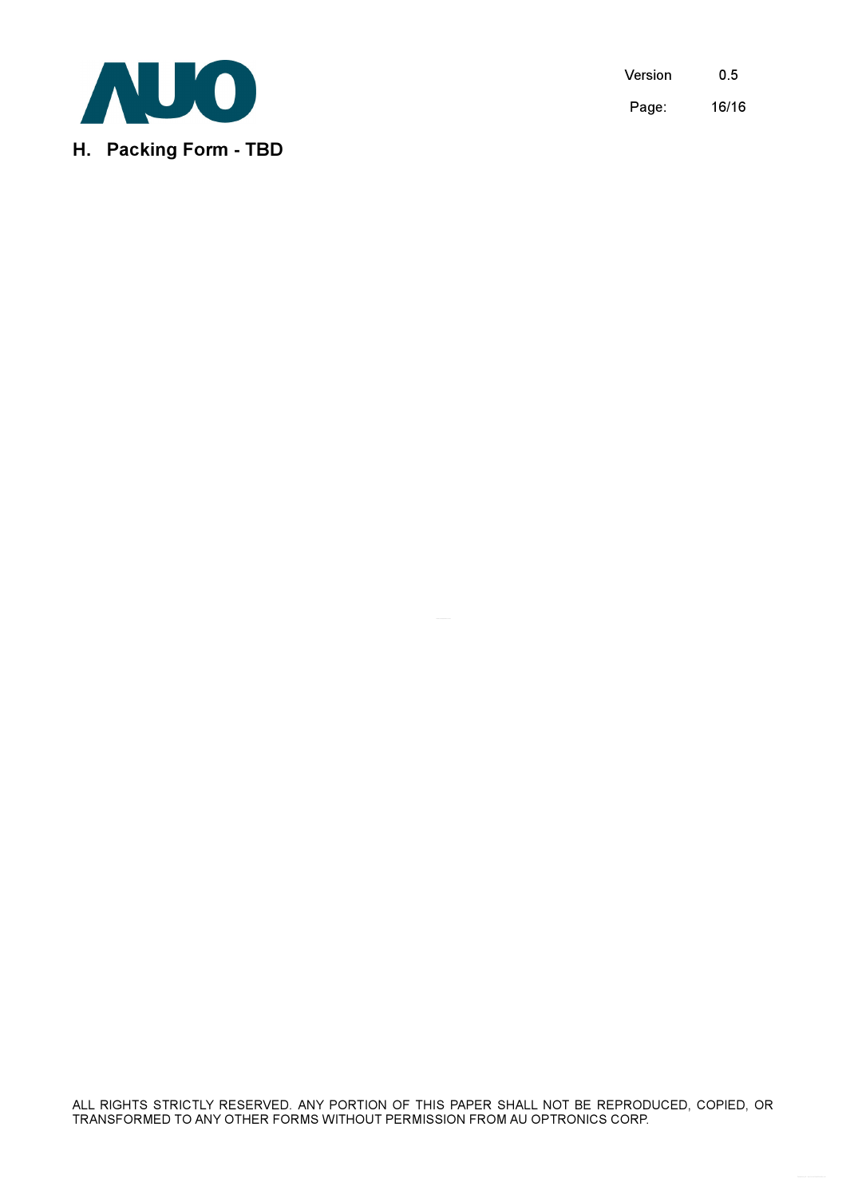## H. Packing Form - TBD

ALL RIGHTS STRICTLY RESERVED. ANY PORTION OF THIS PAPER SHALL NOT BE REPRODUCED, COPIED, OR TRANSFORMED TO ANY OTHER FORMS WITHOUT PERMISSION FROM AU OPTRONICS CORP.